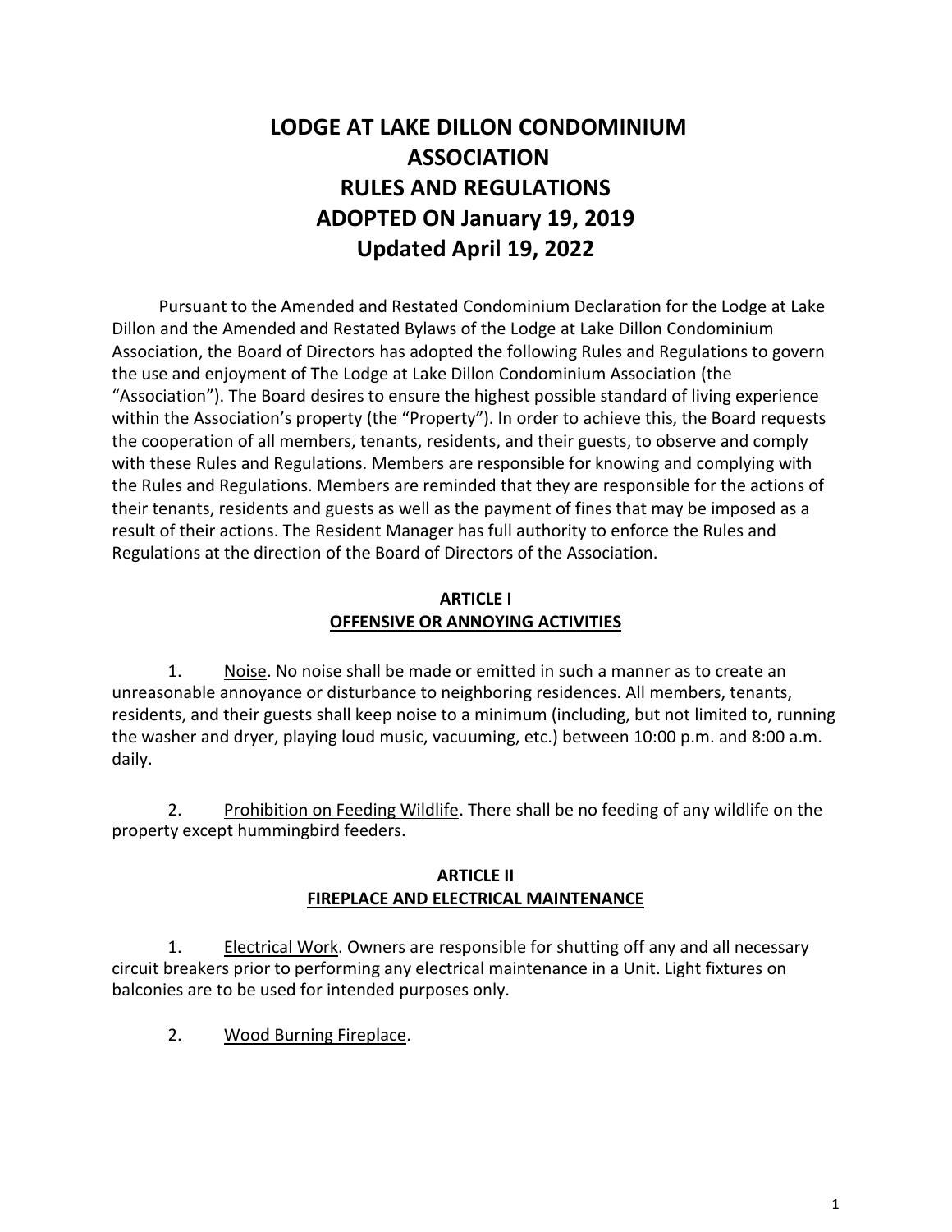# LODGE AT LAKE DILLON CONDOMINIUM ASSOCIATION RULES AND REGULATIONS ADOPTED ON January 19, 2019 Updated April 19, 2022

Pursuant to the Amended and Restated Condominium Declaration for the Lodge at Lake Dillon and the Amended and Restated Bylaws of the Lodge at Lake Dillon Condominium Association, the Board of Directors has adopted the following Rules and Regulations to govern the use and enjoyment of The Lodge at Lake Dillon Condominium Association (the "Association"). The Board desires to ensure the highest possible standard of living experience within the Association's property (the "Property"). In order to achieve this, the Board requests the cooperation of all members, tenants, residents, and their guests, to observe and comply with these Rules and Regulations. Members are responsible for knowing and complying with the Rules and Regulations. Members are reminded that they are responsible for the actions of their tenants, residents and guests as well as the payment of fines that may be imposed as a result of their actions. The Resident Manager has full authority to enforce the Rules and Regulations at the direction of the Board of Directors of the Association.

## ARTICLE I
## OFFENSIVE OR ANNOYING ACTIVITIES

1. Noise. No noise shall be made or emitted in such a manner as to create an unreasonable annoyance or disturbance to neighboring residences. All members, tenants, residents, and their guests shall keep noise to a minimum (including, but not limited to, running the washer and dryer, playing loud music, vacuuming, etc.) between 10:00 p.m. and 8:00 a.m. daily.

2. Prohibition on Feeding Wildlife. There shall be no feeding of any wildlife on the property except hummingbird feeders.

## ARTICLE II
## FIREPLACE AND ELECTRICAL MAINTENANCE

1. Electrical Work. Owners are responsible for shutting off any and all necessary circuit breakers prior to performing any electrical maintenance in a Unit. Light fixtures on balconies are to be used for intended purposes only.

2. Wood Burning Fireplace.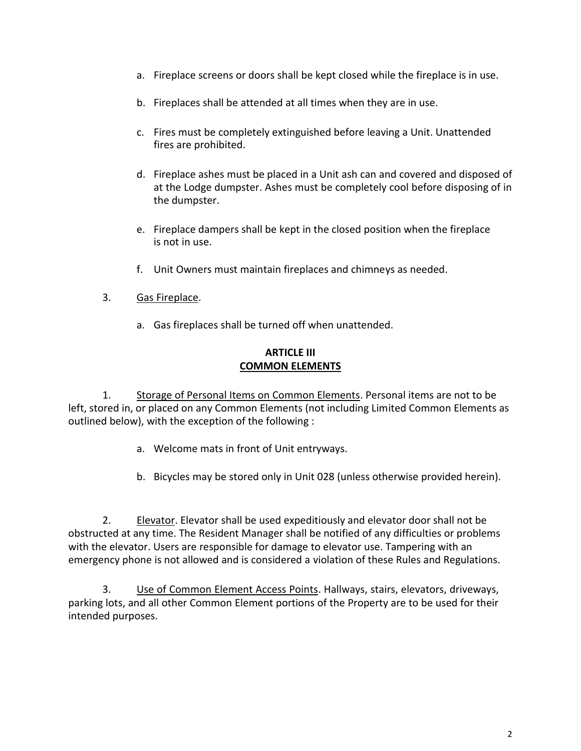a. Fireplace screens or doors shall be kept closed while the fireplace is in use.

b. Fireplaces shall be attended at all times when they are in use.

c. Fires must be completely extinguished before leaving a Unit. Unattended fires are prohibited.

d. Fireplace ashes must be placed in a Unit ash can and covered and disposed of at the Lodge dumpster. Ashes must be completely cool before disposing of in the dumpster.

e. Fireplace dampers shall be kept in the closed position when the fireplace is not in use.

f. Unit Owners must maintain fireplaces and chimneys as needed.

3. <u>Gas Fireplace</u>.

a. Gas fireplaces shall be turned off when unattended.

## ARTICLE III
## <u>COMMON ELEMENTS</u>

1. <u>Storage of Personal Items on Common Elements</u>. Personal items are not to be left, stored in, or placed on any Common Elements (not including Limited Common Elements as outlined below), with the exception of the following :

a. Welcome mats in front of Unit entryways.

b. Bicycles may be stored only in Unit 028 (unless otherwise provided herein).

2. <u>Elevator</u>. Elevator shall be used expeditiously and elevator door shall not be obstructed at any time. The Resident Manager shall be notified of any difficulties or problems with the elevator. Users are responsible for damage to elevator use. Tampering with an emergency phone is not allowed and is considered a violation of these Rules and Regulations.

3. <u>Use of Common Element Access Points</u>. Hallways, stairs, elevators, driveways, parking lots, and all other Common Element portions of the Property are to be used for their intended purposes.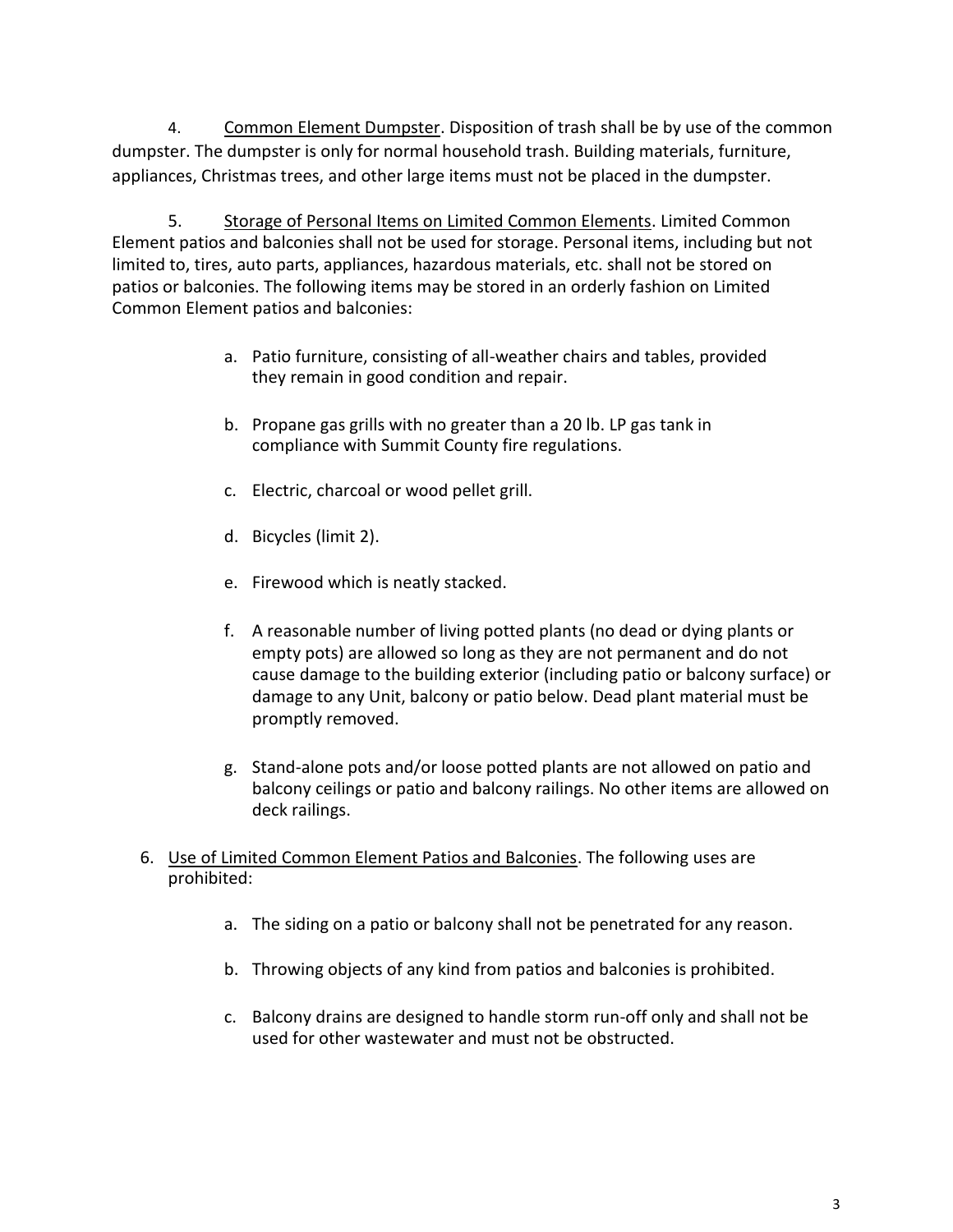4. <u>Common Element Dumpster</u>. Disposition of trash shall be by use of the common dumpster. The dumpster is only for normal household trash. Building materials, furniture, appliances, Christmas trees, and other large items must not be placed in the dumpster.

5. <u>Storage of Personal Items on Limited Common Elements</u>. Limited Common Element patios and balconies shall not be used for storage. Personal items, including but not limited to, tires, auto parts, appliances, hazardous materials, etc. shall not be stored on patios or balconies. The following items may be stored in an orderly fashion on Limited Common Element patios and balconies:

   a. Patio furniture, consisting of all-weather chairs and tables, provided they remain in good condition and repair.

   b. Propane gas grills with no greater than a 20 lb. LP gas tank in compliance with Summit County fire regulations.

   c. Electric, charcoal or wood pellet grill.

   d. Bicycles (limit 2).

   e. Firewood which is neatly stacked.

   f. A reasonable number of living potted plants (no dead or dying plants or empty pots) are allowed so long as they are not permanent and do not cause damage to the building exterior (including patio or balcony surface) or damage to any Unit, balcony or patio below. Dead plant material must be promptly removed.

   g. Stand-alone pots and/or loose potted plants are not allowed on patio and balcony ceilings or patio and balcony railings. No other items are allowed on deck railings.

6. <u>Use of Limited Common Element Patios and Balconies</u>. The following uses are prohibited:

   a. The siding on a patio or balcony shall not be penetrated for any reason.

   b. Throwing objects of any kind from patios and balconies is prohibited.

   c. Balcony drains are designed to handle storm run-off only and shall not be used for other wastewater and must not be obstructed.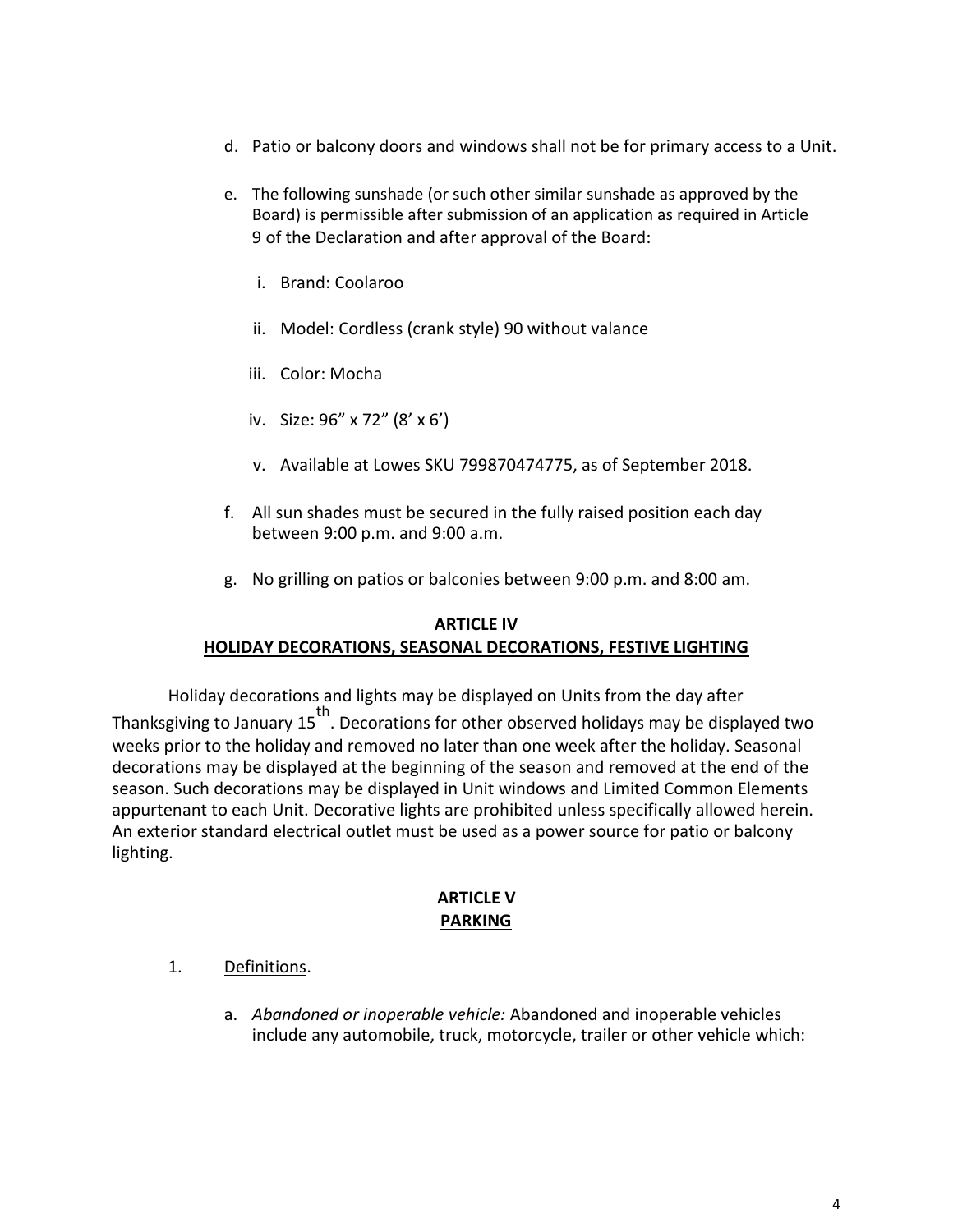d. Patio or balcony doors and windows shall not be for primary access to a Unit.

e. The following sunshade (or such other similar sunshade as approved by the Board) is permissible after submission of an application as required in Article 9 of the Declaration and after approval of the Board:

   i. Brand: Coolaroo

   ii. Model: Cordless (crank style) 90 without valance

   iii. Color: Mocha

   iv. Size: 96” x 72” (8’ x 6’)

   v. Available at Lowes SKU 799870474775, as of September 2018.

f. All sun shades must be secured in the fully raised position each day between 9:00 p.m. and 9:00 a.m.

g. No grilling on patios or balconies between 9:00 p.m. and 8:00 am.

## ARTICLE IV
## HOLIDAY DECORATIONS, SEASONAL DECORATIONS, FESTIVE LIGHTING

Holiday decorations and lights may be displayed on Units from the day after Thanksgiving to January 15th. Decorations for other observed holidays may be displayed two weeks prior to the holiday and removed no later than one week after the holiday. Seasonal decorations may be displayed at the beginning of the season and removed at the end of the season. Such decorations may be displayed in Unit windows and Limited Common Elements appurtenant to each Unit. Decorative lights are prohibited unless specifically allowed herein. An exterior standard electrical outlet must be used as a power source for patio or balcony lighting.

## ARTICLE V
## PARKING

1. Definitions.

   a. *Abandoned or inoperable vehicle:* Abandoned and inoperable vehicles include any automobile, truck, motorcycle, trailer or other vehicle which: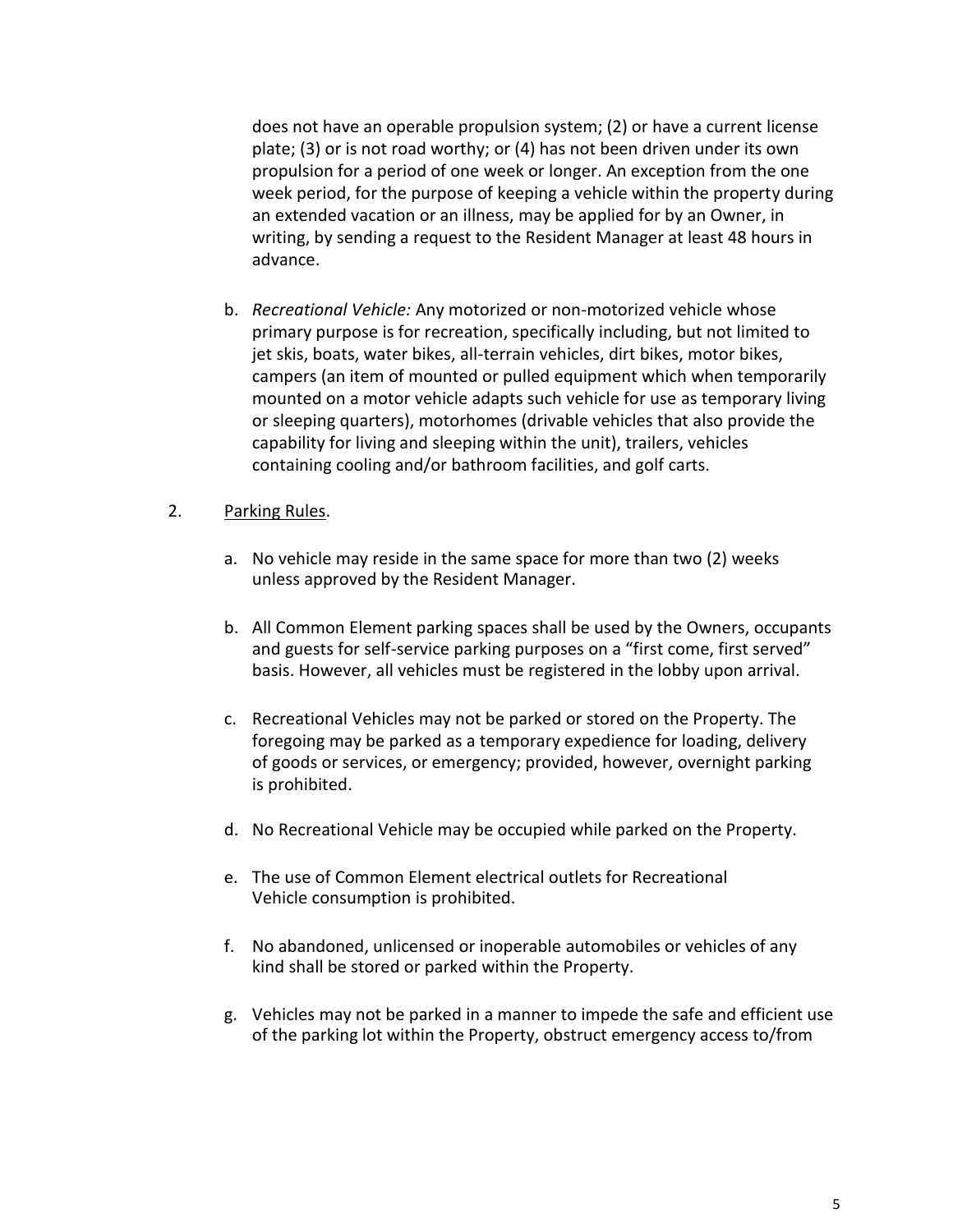does not have an operable propulsion system; (2) or have a current license plate; (3) or is not road worthy; or (4) has not been driven under its own propulsion for a period of one week or longer. An exception from the one week period, for the purpose of keeping a vehicle within the property during an extended vacation or an illness, may be applied for by an Owner, in writing, by sending a request to the Resident Manager at least 48 hours in advance.

b. *Recreational Vehicle:* Any motorized or non-motorized vehicle whose primary purpose is for recreation, specifically including, but not limited to jet skis, boats, water bikes, all-terrain vehicles, dirt bikes, motor bikes, campers (an item of mounted or pulled equipment which when temporarily mounted on a motor vehicle adapts such vehicle for use as temporary living or sleeping quarters), motorhomes (drivable vehicles that also provide the capability for living and sleeping within the unit), trailers, vehicles containing cooling and/or bathroom facilities, and golf carts.

2. <u>Parking Rules</u>.

   a. No vehicle may reside in the same space for more than two (2) weeks unless approved by the Resident Manager.

   b. All Common Element parking spaces shall be used by the Owners, occupants and guests for self-service parking purposes on a "first come, first served" basis. However, all vehicles must be registered in the lobby upon arrival.

   c. Recreational Vehicles may not be parked or stored on the Property. The foregoing may be parked as a temporary expedience for loading, delivery of goods or services, or emergency; provided, however, overnight parking is prohibited.

   d. No Recreational Vehicle may be occupied while parked on the Property.

   e. The use of Common Element electrical outlets for Recreational Vehicle consumption is prohibited.

   f. No abandoned, unlicensed or inoperable automobiles or vehicles of any kind shall be stored or parked within the Property.

   g. Vehicles may not be parked in a manner to impede the safe and efficient use of the parking lot within the Property, obstruct emergency access to/from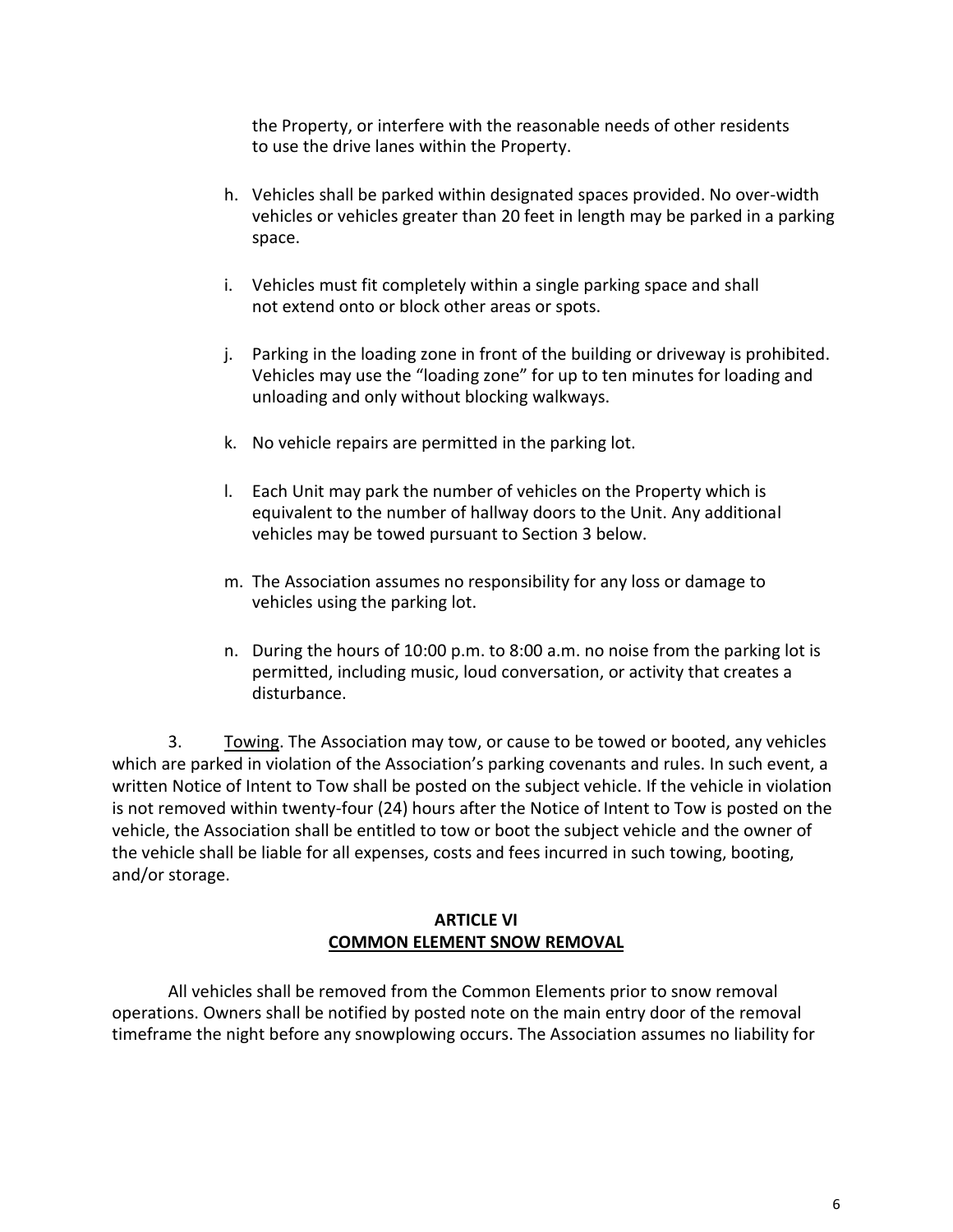the Property, or interfere with the reasonable needs of other residents to use the drive lanes within the Property.

h. Vehicles shall be parked within designated spaces provided. No over-width vehicles or vehicles greater than 20 feet in length may be parked in a parking space.

i. Vehicles must fit completely within a single parking space and shall not extend onto or block other areas or spots.

j. Parking in the loading zone in front of the building or driveway is prohibited. Vehicles may use the "loading zone" for up to ten minutes for loading and unloading and only without blocking walkways.

k. No vehicle repairs are permitted in the parking lot.

l. Each Unit may park the number of vehicles on the Property which is equivalent to the number of hallway doors to the Unit. Any additional vehicles may be towed pursuant to Section 3 below.

m. The Association assumes no responsibility for any loss or damage to vehicles using the parking lot.

n. During the hours of 10:00 p.m. to 8:00 a.m. no noise from the parking lot is permitted, including music, loud conversation, or activity that creates a disturbance.

3. Towing. The Association may tow, or cause to be towed or booted, any vehicles which are parked in violation of the Association's parking covenants and rules. In such event, a written Notice of Intent to Tow shall be posted on the subject vehicle. If the vehicle in violation is not removed within twenty-four (24) hours after the Notice of Intent to Tow is posted on the vehicle, the Association shall be entitled to tow or boot the subject vehicle and the owner of the vehicle shall be liable for all expenses, costs and fees incurred in such towing, booting, and/or storage.

## ARTICLE VI
## COMMON ELEMENT SNOW REMOVAL

All vehicles shall be removed from the Common Elements prior to snow removal operations. Owners shall be notified by posted note on the main entry door of the removal timeframe the night before any snowplowing occurs. The Association assumes no liability for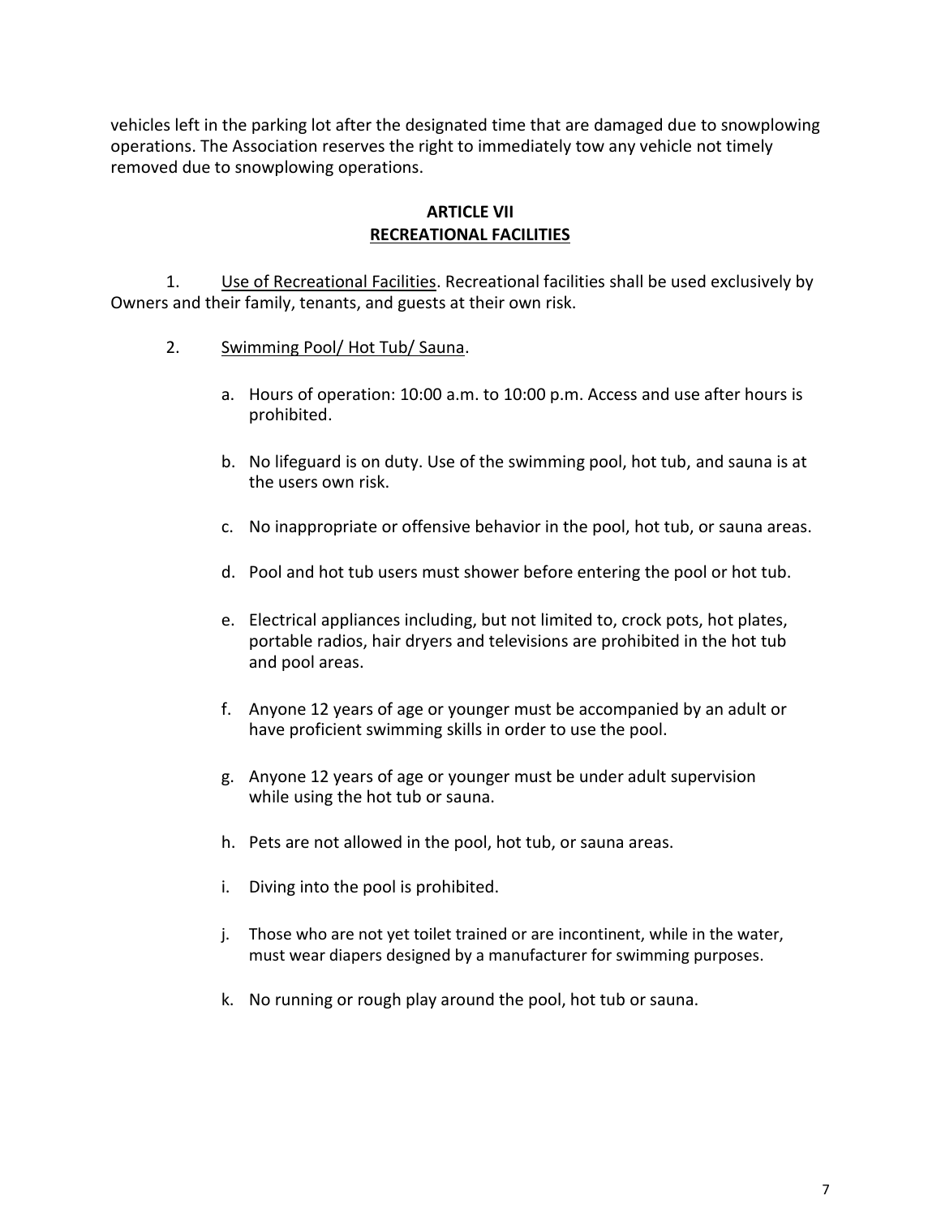vehicles left in the parking lot after the designated time that are damaged due to snowplowing operations. The Association reserves the right to immediately tow any vehicle not timely removed due to snowplowing operations.

## ARTICLE VII
## RECREATIONAL FACILITIES

1. Use of Recreational Facilities. Recreational facilities shall be used exclusively by Owners and their family, tenants, and guests at their own risk.

2. Swimming Pool/ Hot Tub/ Sauna.

   a. Hours of operation: 10:00 a.m. to 10:00 p.m. Access and use after hours is prohibited.

   b. No lifeguard is on duty. Use of the swimming pool, hot tub, and sauna is at the users own risk.

   c. No inappropriate or offensive behavior in the pool, hot tub, or sauna areas.

   d. Pool and hot tub users must shower before entering the pool or hot tub.

   e. Electrical appliances including, but not limited to, crock pots, hot plates, portable radios, hair dryers and televisions are prohibited in the hot tub and pool areas.

   f. Anyone 12 years of age or younger must be accompanied by an adult or have proficient swimming skills in order to use the pool.

   g. Anyone 12 years of age or younger must be under adult supervision while using the hot tub or sauna.

   h. Pets are not allowed in the pool, hot tub, or sauna areas.

   i. Diving into the pool is prohibited.

   j. Those who are not yet toilet trained or are incontinent, while in the water, must wear diapers designed by a manufacturer for swimming purposes.

   k. No running or rough play around the pool, hot tub or sauna.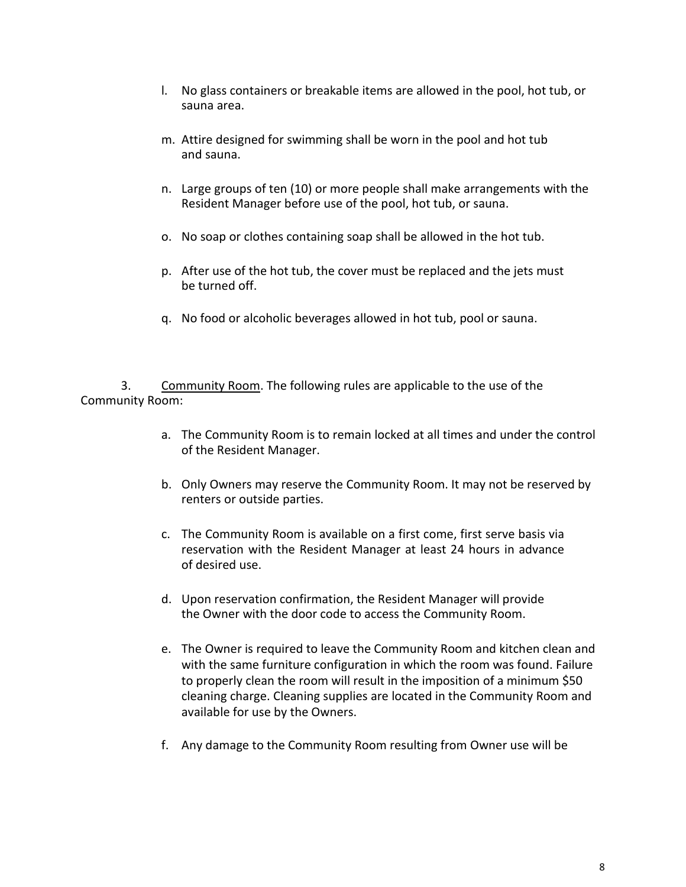l. No glass containers or breakable items are allowed in the pool, hot tub, or sauna area.

m. Attire designed for swimming shall be worn in the pool and hot tub and sauna.

n. Large groups of ten (10) or more people shall make arrangements with the Resident Manager before use of the pool, hot tub, or sauna.

o. No soap or clothes containing soap shall be allowed in the hot tub.

p. After use of the hot tub, the cover must be replaced and the jets must be turned off.

q. No food or alcoholic beverages allowed in hot tub, pool or sauna.

3. Community Room. The following rules are applicable to the use of the Community Room:

a. The Community Room is to remain locked at all times and under the control of the Resident Manager.

b. Only Owners may reserve the Community Room. It may not be reserved by renters or outside parties.

c. The Community Room is available on a first come, first serve basis via reservation with the Resident Manager at least 24 hours in advance of desired use.

d. Upon reservation confirmation, the Resident Manager will provide the Owner with the door code to access the Community Room.

e. The Owner is required to leave the Community Room and kitchen clean and with the same furniture configuration in which the room was found. Failure to properly clean the room will result in the imposition of a minimum $50 cleaning charge. Cleaning supplies are located in the Community Room and available for use by the Owners.

f. Any damage to the Community Room resulting from Owner use will be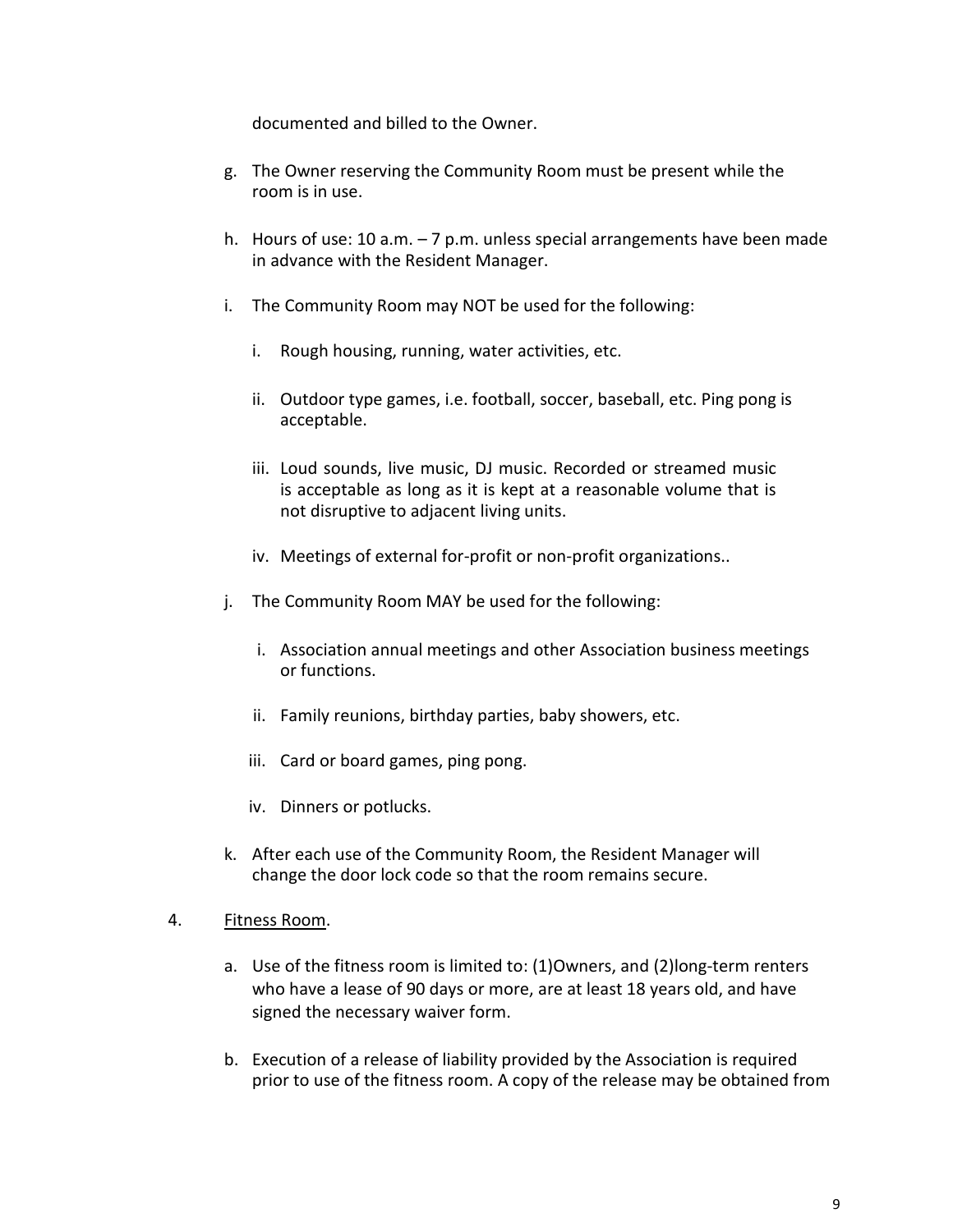documented and billed to the Owner.

g. The Owner reserving the Community Room must be present while the room is in use.

h. Hours of use: 10 a.m. – 7 p.m. unless special arrangements have been made in advance with the Resident Manager.

i. The Community Room may NOT be used for the following:

   i. Rough housing, running, water activities, etc.

   ii. Outdoor type games, i.e. football, soccer, baseball, etc. Ping pong is acceptable.

   iii. Loud sounds, live music, DJ music. Recorded or streamed music is acceptable as long as it is kept at a reasonable volume that is not disruptive to adjacent living units.

   iv. Meetings of external for-profit or non-profit organizations..

j. The Community Room MAY be used for the following:

   i. Association annual meetings and other Association business meetings or functions.

   ii. Family reunions, birthday parties, baby showers, etc.

   iii. Card or board games, ping pong.

   iv. Dinners or potlucks.

k. After each use of the Community Room, the Resident Manager will change the door lock code so that the room remains secure.

4. <u>Fitness Room</u>.

   a. Use of the fitness room is limited to: (1)Owners, and (2)long-term renters who have a lease of 90 days or more, are at least 18 years old, and have signed the necessary waiver form.

   b. Execution of a release of liability provided by the Association is required prior to use of the fitness room. A copy of the release may be obtained from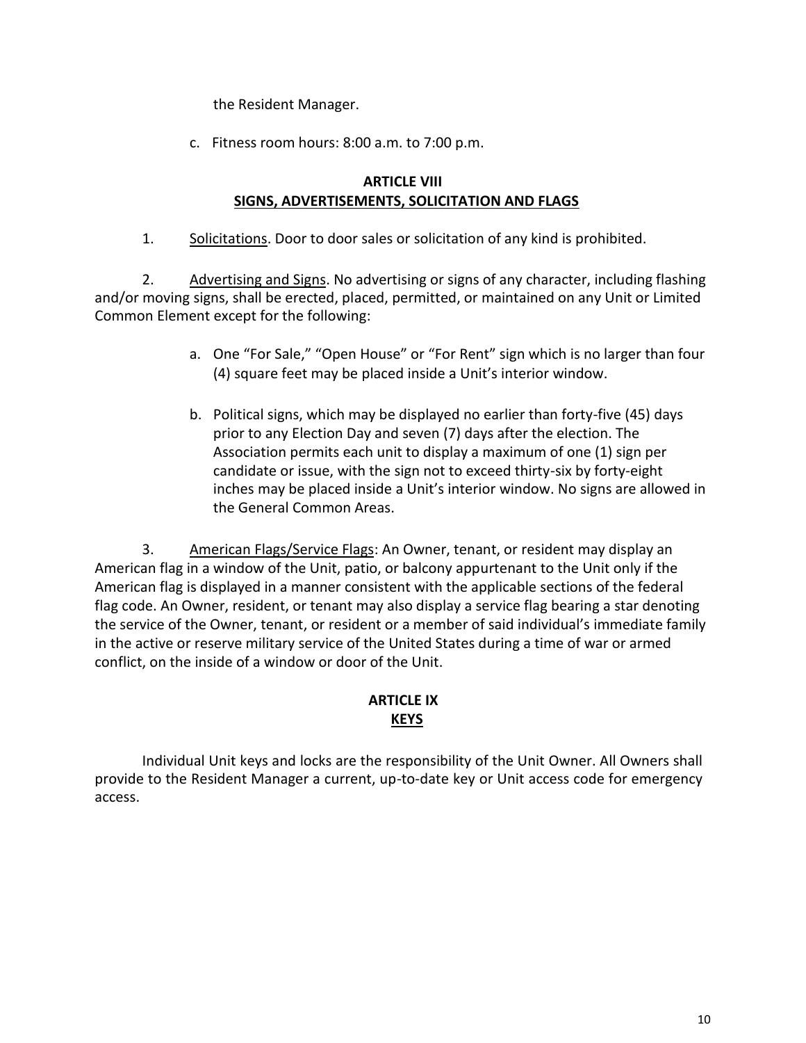the Resident Manager.

c. Fitness room hours: 8:00 a.m. to 7:00 p.m.

## ARTICLE VIII
## SIGNS, ADVERTISEMENTS, SOLICITATION AND FLAGS

1. Solicitations. Door to door sales or solicitation of any kind is prohibited.

2. Advertising and Signs. No advertising or signs of any character, including flashing and/or moving signs, shall be erected, placed, permitted, or maintained on any Unit or Limited Common Element except for the following:

a. One "For Sale," "Open House" or "For Rent" sign which is no larger than four (4) square feet may be placed inside a Unit's interior window.

b. Political signs, which may be displayed no earlier than forty-five (45) days prior to any Election Day and seven (7) days after the election. The Association permits each unit to display a maximum of one (1) sign per candidate or issue, with the sign not to exceed thirty-six by forty-eight inches may be placed inside a Unit's interior window. No signs are allowed in the General Common Areas.

3. American Flags/Service Flags: An Owner, tenant, or resident may display an American flag in a window of the Unit, patio, or balcony appurtenant to the Unit only if the American flag is displayed in a manner consistent with the applicable sections of the federal flag code. An Owner, resident, or tenant may also display a service flag bearing a star denoting the service of the Owner, tenant, or resident or a member of said individual's immediate family in the active or reserve military service of the United States during a time of war or armed conflict, on the inside of a window or door of the Unit.

## ARTICLE IX
## KEYS

Individual Unit keys and locks are the responsibility of the Unit Owner. All Owners shall provide to the Resident Manager a current, up-to-date key or Unit access code for emergency access.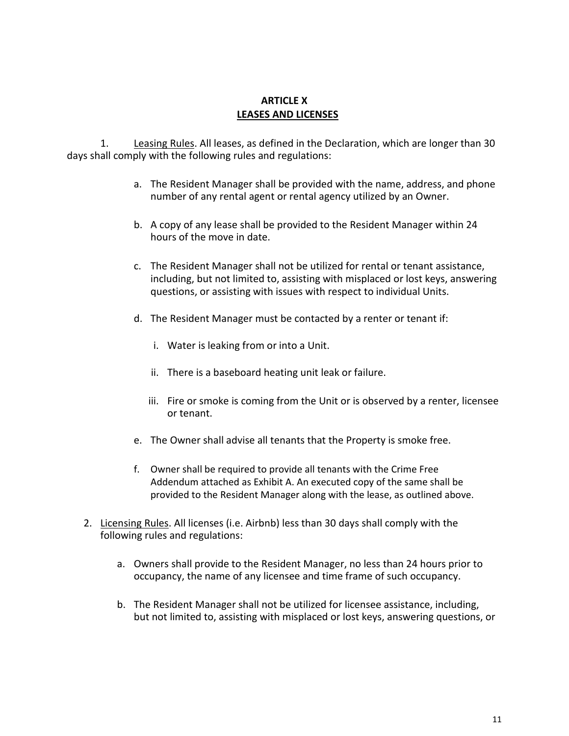# ARTICLE X
## LEASES AND LICENSES

1. Leasing Rules. All leases, as defined in the Declaration, which are longer than 30 days shall comply with the following rules and regulations:

   a. The Resident Manager shall be provided with the name, address, and phone number of any rental agent or rental agency utilized by an Owner.

   b. A copy of any lease shall be provided to the Resident Manager within 24 hours of the move in date.

   c. The Resident Manager shall not be utilized for rental or tenant assistance, including, but not limited to, assisting with misplaced or lost keys, answering questions, or assisting with issues with respect to individual Units.

   d. The Resident Manager must be contacted by a renter or tenant if:

      i. Water is leaking from or into a Unit.

      ii. There is a baseboard heating unit leak or failure.

      iii. Fire or smoke is coming from the Unit or is observed by a renter, licensee or tenant.

   e. The Owner shall advise all tenants that the Property is smoke free.

   f. Owner shall be required to provide all tenants with the Crime Free Addendum attached as Exhibit A. An executed copy of the same shall be provided to the Resident Manager along with the lease, as outlined above.

2. Licensing Rules. All licenses (i.e. Airbnb) less than 30 days shall comply with the following rules and regulations:

   a. Owners shall provide to the Resident Manager, no less than 24 hours prior to occupancy, the name of any licensee and time frame of such occupancy.

   b. The Resident Manager shall not be utilized for licensee assistance, including, but not limited to, assisting with misplaced or lost keys, answering questions, or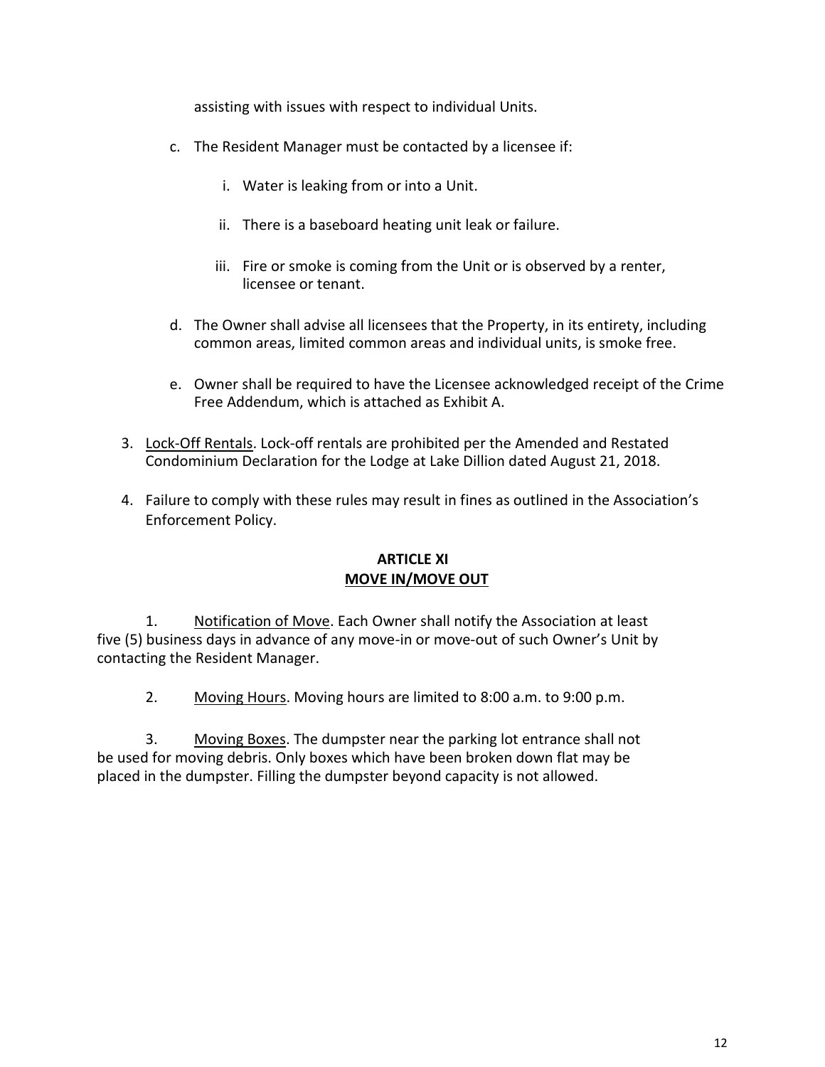assisting with issues with respect to individual Units.

c. The Resident Manager must be contacted by a licensee if:

    i. Water is leaking from or into a Unit.

    ii. There is a baseboard heating unit leak or failure.

    iii. Fire or smoke is coming from the Unit or is observed by a renter, licensee or tenant.

d. The Owner shall advise all licensees that the Property, in its entirety, including common areas, limited common areas and individual units, is smoke free.

e. Owner shall be required to have the Licensee acknowledged receipt of the Crime Free Addendum, which is attached as Exhibit A.

3. Lock-Off Rentals. Lock-off rentals are prohibited per the Amended and Restated Condominium Declaration for the Lodge at Lake Dillion dated August 21, 2018.

4. Failure to comply with these rules may result in fines as outlined in the Association's Enforcement Policy.

**ARTICLE XI**
**MOVE IN/MOVE OUT**

1. Notification of Move. Each Owner shall notify the Association at least five (5) business days in advance of any move-in or move-out of such Owner's Unit by contacting the Resident Manager.

2. Moving Hours. Moving hours are limited to 8:00 a.m. to 9:00 p.m.

3. Moving Boxes. The dumpster near the parking lot entrance shall not be used for moving debris. Only boxes which have been broken down flat may be placed in the dumpster. Filling the dumpster beyond capacity is not allowed.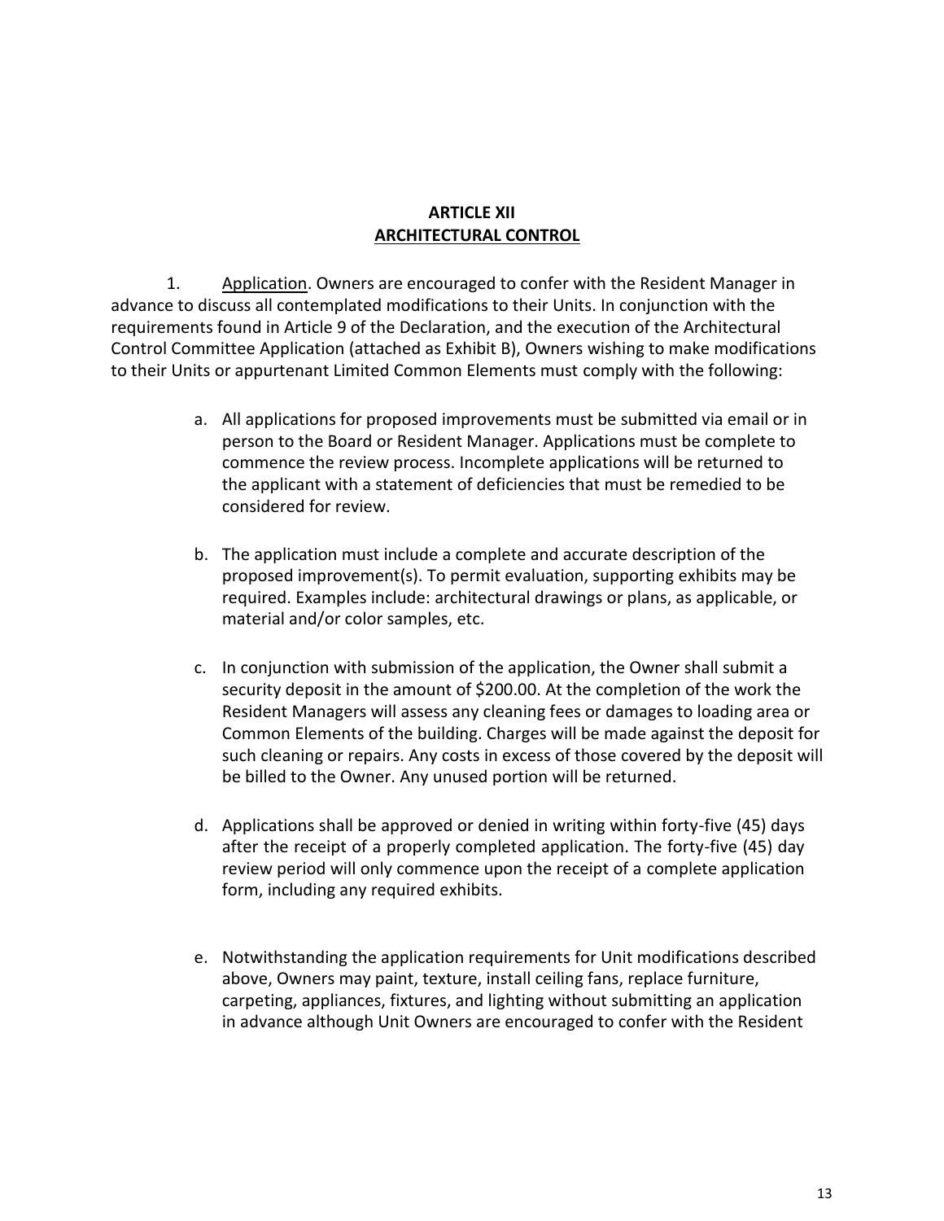## ARTICLE XII
## ARCHITECTURAL CONTROL

1. Application. Owners are encouraged to confer with the Resident Manager in advance to discuss all contemplated modifications to their Units. In conjunction with the requirements found in Article 9 of the Declaration, and the execution of the Architectural Control Committee Application (attached as Exhibit B), Owners wishing to make modifications to their Units or appurtenant Limited Common Elements must comply with the following:

a. All applications for proposed improvements must be submitted via email or in person to the Board or Resident Manager. Applications must be complete to commence the review process. Incomplete applications will be returned to the applicant with a statement of deficiencies that must be remedied to be considered for review.

b. The application must include a complete and accurate description of the proposed improvement(s). To permit evaluation, supporting exhibits may be required. Examples include: architectural drawings or plans, as applicable, or material and/or color samples, etc.

c. In conjunction with submission of the application, the Owner shall submit a security deposit in the amount of $200.00. At the completion of the work the Resident Managers will assess any cleaning fees or damages to loading area or Common Elements of the building. Charges will be made against the deposit for such cleaning or repairs. Any costs in excess of those covered by the deposit will be billed to the Owner. Any unused portion will be returned.

d. Applications shall be approved or denied in writing within forty-five (45) days after the receipt of a properly completed application. The forty-five (45) day review period will only commence upon the receipt of a complete application form, including any required exhibits.

e. Notwithstanding the application requirements for Unit modifications described above, Owners may paint, texture, install ceiling fans, replace furniture, carpeting, appliances, fixtures, and lighting without submitting an application in advance although Unit Owners are encouraged to confer with the Resident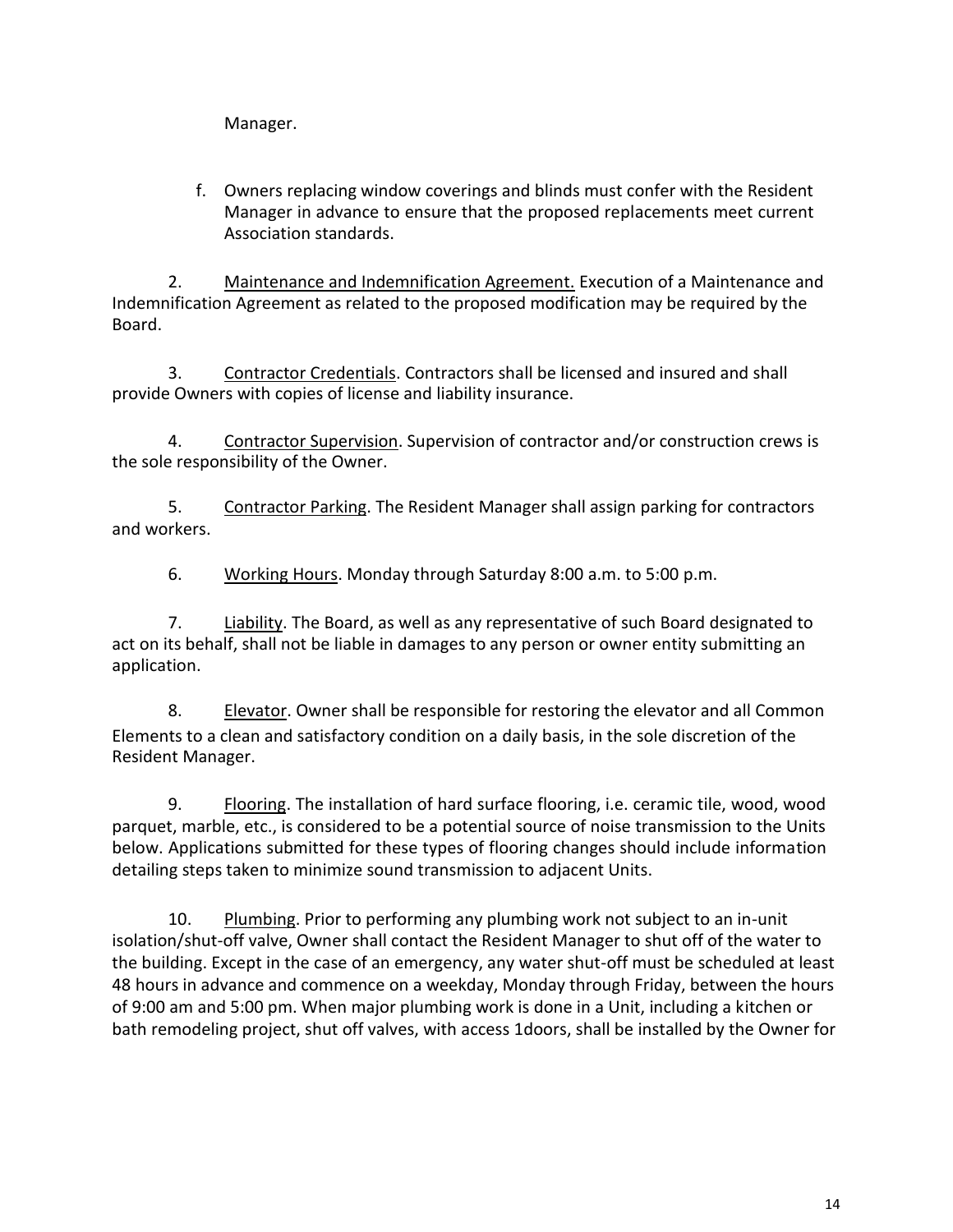Manager.

f. Owners replacing window coverings and blinds must confer with the Resident Manager in advance to ensure that the proposed replacements meet current Association standards.

2. Maintenance and Indemnification Agreement. Execution of a Maintenance and Indemnification Agreement as related to the proposed modification may be required by the Board.

3. Contractor Credentials. Contractors shall be licensed and insured and shall provide Owners with copies of license and liability insurance.

4. Contractor Supervision. Supervision of contractor and/or construction crews is the sole responsibility of the Owner.

5. Contractor Parking. The Resident Manager shall assign parking for contractors and workers.

6. Working Hours. Monday through Saturday 8:00 a.m. to 5:00 p.m.

7. Liability. The Board, as well as any representative of such Board designated to act on its behalf, shall not be liable in damages to any person or owner entity submitting an application.

8. Elevator. Owner shall be responsible for restoring the elevator and all Common Elements to a clean and satisfactory condition on a daily basis, in the sole discretion of the Resident Manager.

9. Flooring. The installation of hard surface flooring, i.e. ceramic tile, wood, wood parquet, marble, etc., is considered to be a potential source of noise transmission to the Units below. Applications submitted for these types of flooring changes should include information detailing steps taken to minimize sound transmission to adjacent Units.

10. Plumbing. Prior to performing any plumbing work not subject to an in-unit isolation/shut-off valve, Owner shall contact the Resident Manager to shut off of the water to the building. Except in the case of an emergency, any water shut-off must be scheduled at least 48 hours in advance and commence on a weekday, Monday through Friday, between the hours of 9:00 am and 5:00 pm. When major plumbing work is done in a Unit, including a kitchen or bath remodeling project, shut off valves, with access 1doors, shall be installed by the Owner for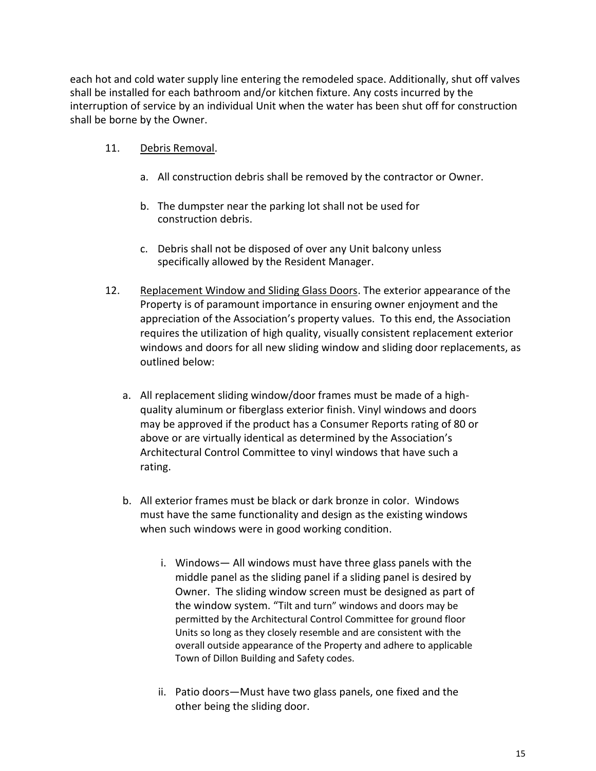each hot and cold water supply line entering the remodeled space. Additionally, shut off valves shall be installed for each bathroom and/or kitchen fixture. Any costs incurred by the interruption of service by an individual Unit when the water has been shut off for construction shall be borne by the Owner.

11. <u>Debris Removal</u>.

    a. All construction debris shall be removed by the contractor or Owner.

    b. The dumpster near the parking lot shall not be used for construction debris.

    c. Debris shall not be disposed of over any Unit balcony unless specifically allowed by the Resident Manager.

12. <u>Replacement Window and Sliding Glass Doors</u>. The exterior appearance of the Property is of paramount importance in ensuring owner enjoyment and the appreciation of the Association's property values. To this end, the Association requires the utilization of high quality, visually consistent replacement exterior windows and doors for all new sliding window and sliding door replacements, as outlined below:

    a. All replacement sliding window/door frames must be made of a high-quality aluminum or fiberglass exterior finish. Vinyl windows and doors may be approved if the product has a Consumer Reports rating of 80 or above or are virtually identical as determined by the Association's Architectural Control Committee to vinyl windows that have such a rating.

    b. All exterior frames must be black or dark bronze in color. Windows must have the same functionality and design as the existing windows when such windows were in good working condition.

        i. Windows— All windows must have three glass panels with the middle panel as the sliding panel if a sliding panel is desired by Owner. The sliding window screen must be designed as part of the window system. "Tilt and turn" windows and doors may be permitted by the Architectural Control Committee for ground floor Units so long as they closely resemble and are consistent with the overall outside appearance of the Property and adhere to applicable Town of Dillon Building and Safety codes.

        ii. Patio doors—Must have two glass panels, one fixed and the other being the sliding door.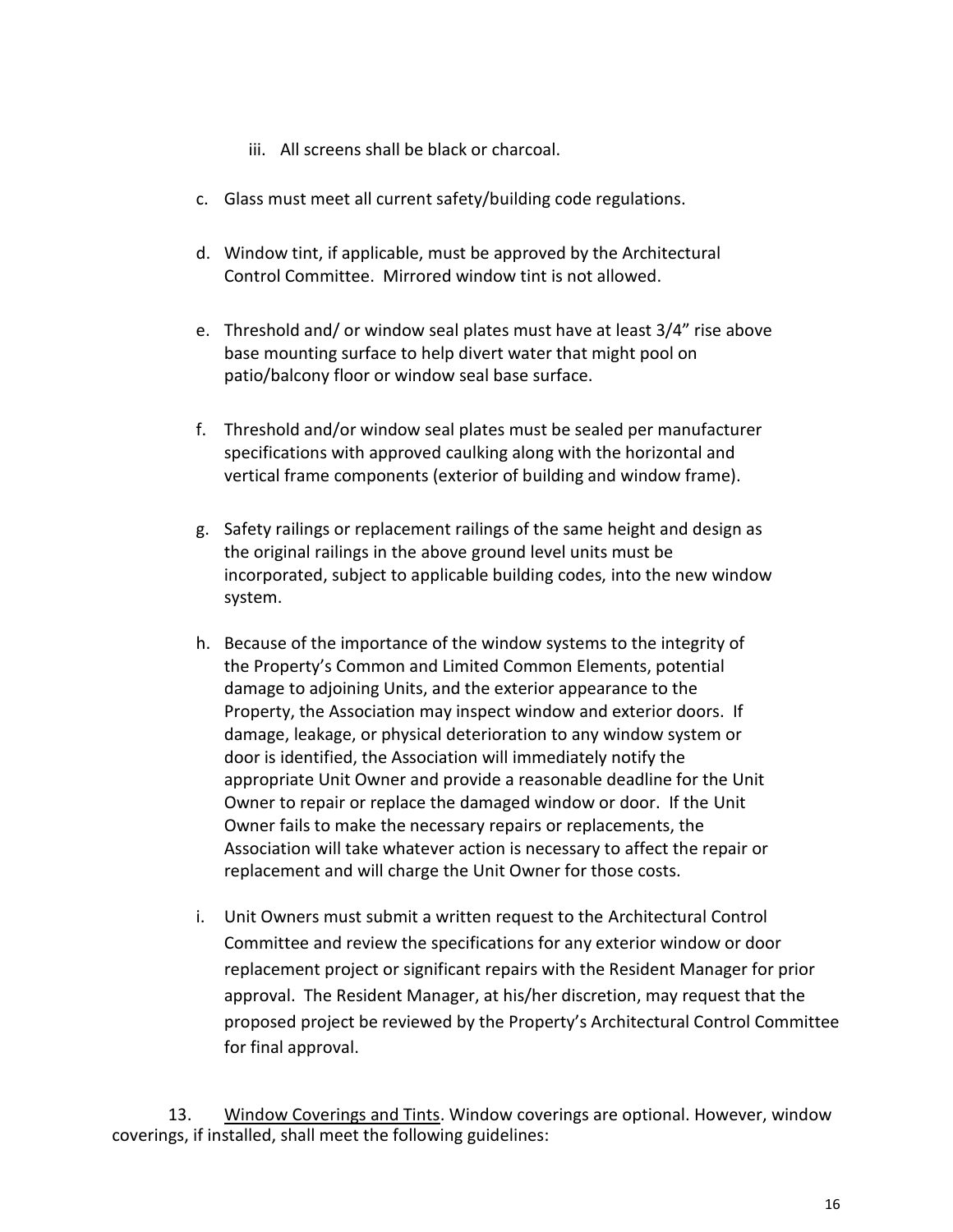iii. All screens shall be black or charcoal.

c. Glass must meet all current safety/building code regulations.

d. Window tint, if applicable, must be approved by the Architectural Control Committee. Mirrored window tint is not allowed.

e. Threshold and/ or window seal plates must have at least 3/4" rise above base mounting surface to help divert water that might pool on patio/balcony floor or window seal base surface.

f. Threshold and/or window seal plates must be sealed per manufacturer specifications with approved caulking along with the horizontal and vertical frame components (exterior of building and window frame).

g. Safety railings or replacement railings of the same height and design as the original railings in the above ground level units must be incorporated, subject to applicable building codes, into the new window system.

h. Because of the importance of the window systems to the integrity of the Property's Common and Limited Common Elements, potential damage to adjoining Units, and the exterior appearance to the Property, the Association may inspect window and exterior doors. If damage, leakage, or physical deterioration to any window system or door is identified, the Association will immediately notify the appropriate Unit Owner and provide a reasonable deadline for the Unit Owner to repair or replace the damaged window or door. If the Unit Owner fails to make the necessary repairs or replacements, the Association will take whatever action is necessary to affect the repair or replacement and will charge the Unit Owner for those costs.

i. Unit Owners must submit a written request to the Architectural Control Committee and review the specifications for any exterior window or door replacement project or significant repairs with the Resident Manager for prior approval. The Resident Manager, at his/her discretion, may request that the proposed project be reviewed by the Property's Architectural Control Committee for final approval.

13. <u>Window Coverings and Tints</u>. Window coverings are optional. However, window coverings, if installed, shall meet the following guidelines: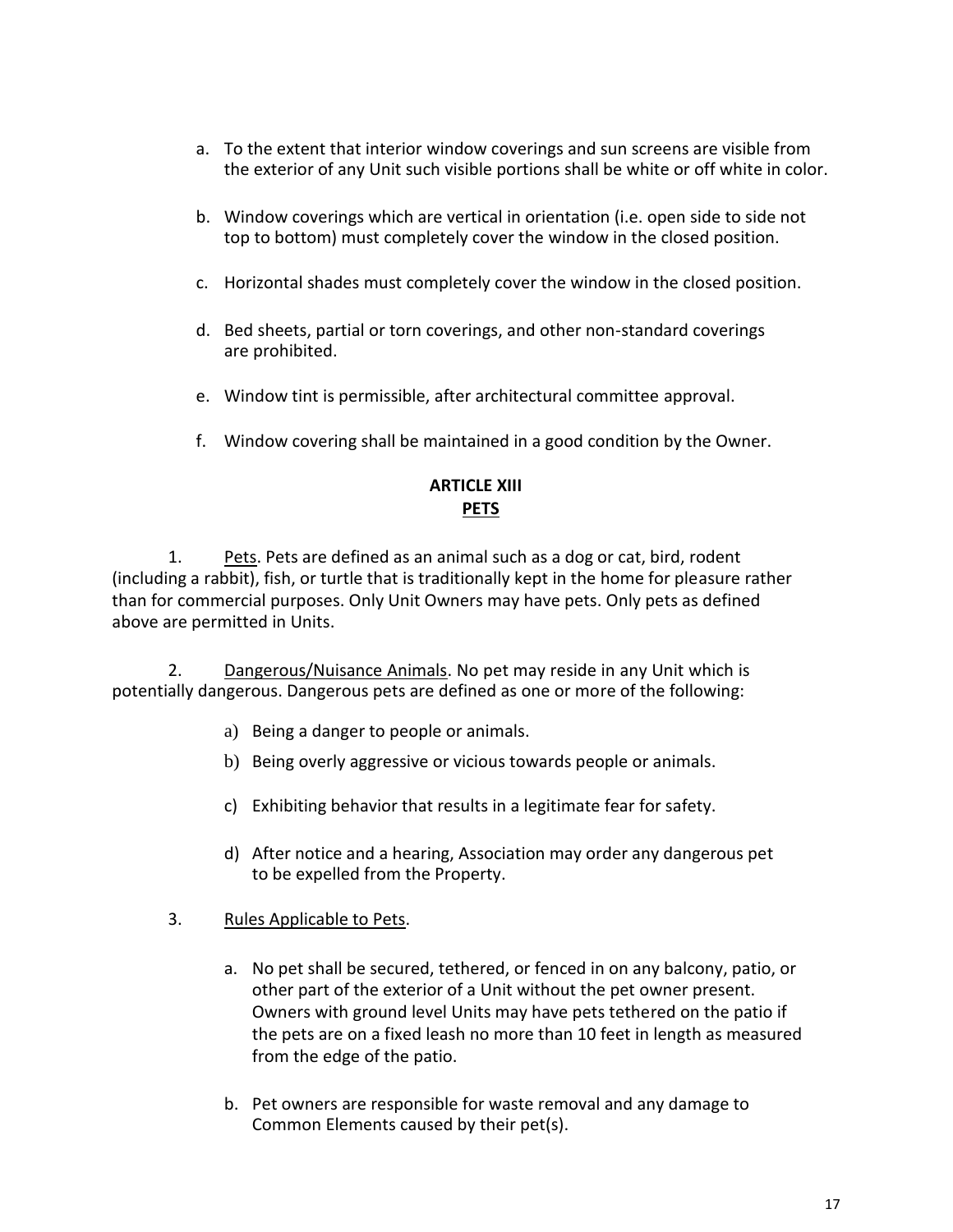a. To the extent that interior window coverings and sun screens are visible from the exterior of any Unit such visible portions shall be white or off white in color.

b. Window coverings which are vertical in orientation (i.e. open side to side not top to bottom) must completely cover the window in the closed position.

c. Horizontal shades must completely cover the window in the closed position.

d. Bed sheets, partial or torn coverings, and other non-standard coverings are prohibited.

e. Window tint is permissible, after architectural committee approval.

f. Window covering shall be maintained in a good condition by the Owner.

## ARTICLE XIII
## PETS

1. Pets. Pets are defined as an animal such as a dog or cat, bird, rodent (including a rabbit), fish, or turtle that is traditionally kept in the home for pleasure rather than for commercial purposes. Only Unit Owners may have pets. Only pets as defined above are permitted in Units.

2. Dangerous/Nuisance Animals. No pet may reside in any Unit which is potentially dangerous. Dangerous pets are defined as one or more of the following:

a) Being a danger to people or animals.

b) Being overly aggressive or vicious towards people or animals.

c) Exhibiting behavior that results in a legitimate fear for safety.

d) After notice and a hearing, Association may order any dangerous pet to be expelled from the Property.

3. Rules Applicable to Pets.

a. No pet shall be secured, tethered, or fenced in on any balcony, patio, or other part of the exterior of a Unit without the pet owner present. Owners with ground level Units may have pets tethered on the patio if the pets are on a fixed leash no more than 10 feet in length as measured from the edge of the patio.

b. Pet owners are responsible for waste removal and any damage to Common Elements caused by their pet(s).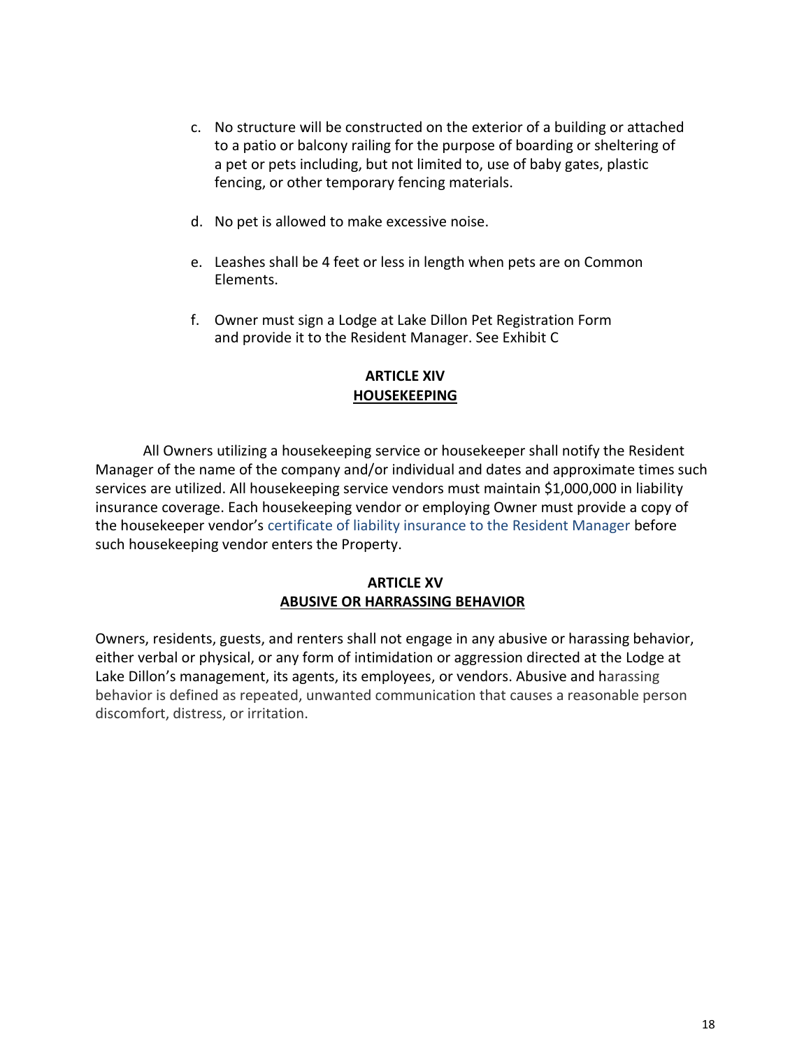c. No structure will be constructed on the exterior of a building or attached to a patio or balcony railing for the purpose of boarding or sheltering of a pet or pets including, but not limited to, use of baby gates, plastic fencing, or other temporary fencing materials.

d. No pet is allowed to make excessive noise.

e. Leashes shall be 4 feet or less in length when pets are on Common Elements.

f. Owner must sign a Lodge at Lake Dillon Pet Registration Form and provide it to the Resident Manager. See Exhibit C

## ARTICLE XIV
## HOUSEKEEPING

All Owners utilizing a housekeeping service or housekeeper shall notify the Resident Manager of the name of the company and/or individual and dates and approximate times such services are utilized. All housekeeping service vendors must maintain $1,000,000 in liability insurance coverage. Each housekeeping vendor or employing Owner must provide a copy of the housekeeper vendor's certificate of liability insurance to the Resident Manager before such housekeeping vendor enters the Property.

## ARTICLE XV
## ABUSIVE OR HARRASSING BEHAVIOR

Owners, residents, guests, and renters shall not engage in any abusive or harassing behavior, either verbal or physical, or any form of intimidation or aggression directed at the Lodge at Lake Dillon's management, its agents, its employees, or vendors. Abusive and harassing behavior is defined as repeated, unwanted communication that causes a reasonable person discomfort, distress, or irritation.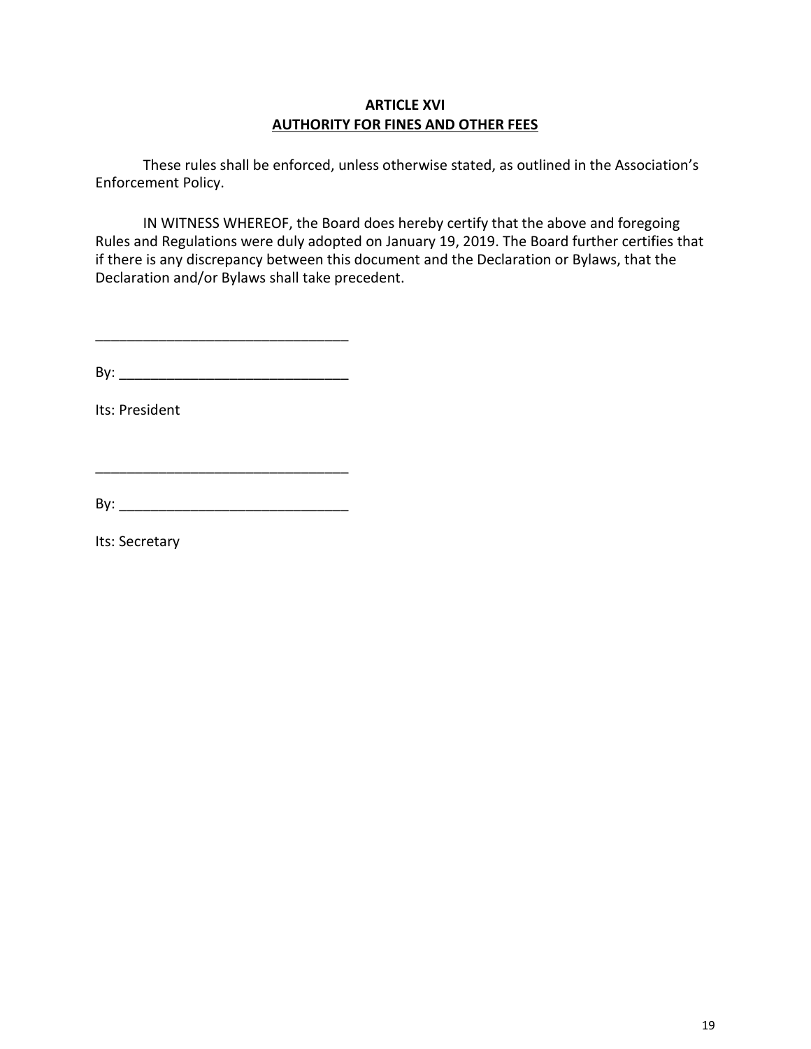## ARTICLE XVI
## AUTHORITY FOR FINES AND OTHER FEES

These rules shall be enforced, unless otherwise stated, as outlined in the Association's Enforcement Policy.

IN WITNESS WHEREOF, the Board does hereby certify that the above and foregoing Rules and Regulations were duly adopted on January 19, 2019. The Board further certifies that if there is any discrepancy between this document and the Declaration or Bylaws, that the Declaration and/or Bylaws shall take precedent.

________________________________

By: _____________________________

Its: President

________________________________

By: _____________________________

Its: Secretary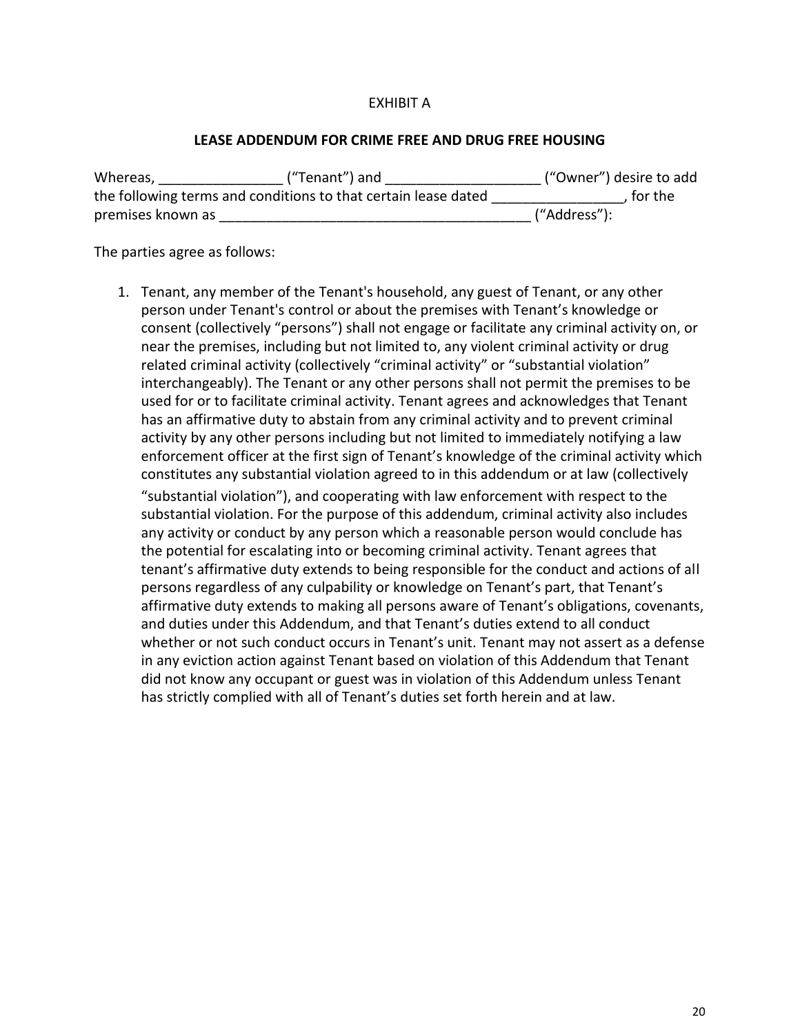EXHIBIT A

**LEASE ADDENDUM FOR CRIME FREE AND DRUG FREE HOUSING**

Whereas, ________________ ("Tenant") and ____________________ ("Owner") desire to add the following terms and conditions to that certain lease dated _________________, for the premises known as ________________________________________ ("Address"):

The parties agree as follows:

1. Tenant, any member of the Tenant's household, any guest of Tenant, or any other person under Tenant's control or about the premises with Tenant's knowledge or consent (collectively "persons") shall not engage or facilitate any criminal activity on, or near the premises, including but not limited to, any violent criminal activity or drug related criminal activity (collectively "criminal activity" or "substantial violation" interchangeably). The Tenant or any other persons shall not permit the premises to be used for or to facilitate criminal activity. Tenant agrees and acknowledges that Tenant has an affirmative duty to abstain from any criminal activity and to prevent criminal activity by any other persons including but not limited to immediately notifying a law enforcement officer at the first sign of Tenant's knowledge of the criminal activity which constitutes any substantial violation agreed to in this addendum or at law (collectively "substantial violation"), and cooperating with law enforcement with respect to the substantial violation. For the purpose of this addendum, criminal activity also includes any activity or conduct by any person which a reasonable person would conclude has the potential for escalating into or becoming criminal activity. Tenant agrees that tenant's affirmative duty extends to being responsible for the conduct and actions of all persons regardless of any culpability or knowledge on Tenant's part, that Tenant's affirmative duty extends to making all persons aware of Tenant's obligations, covenants, and duties under this Addendum, and that Tenant's duties extend to all conduct whether or not such conduct occurs in Tenant's unit. Tenant may not assert as a defense in any eviction action against Tenant based on violation of this Addendum that Tenant did not know any occupant or guest was in violation of this Addendum unless Tenant has strictly complied with all of Tenant's duties set forth herein and at law.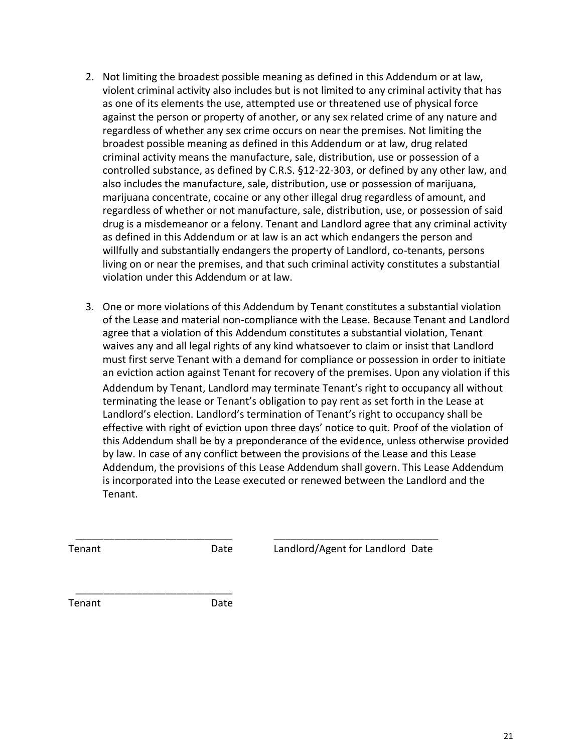2. Not limiting the broadest possible meaning as defined in this Addendum or at law, violent criminal activity also includes but is not limited to any criminal activity that has as one of its elements the use, attempted use or threatened use of physical force against the person or property of another, or any sex related crime of any nature and regardless of whether any sex crime occurs on near the premises. Not limiting the broadest possible meaning as defined in this Addendum or at law, drug related criminal activity means the manufacture, sale, distribution, use or possession of a controlled substance, as defined by C.R.S. §12-22-303, or defined by any other law, and also includes the manufacture, sale, distribution, use or possession of marijuana, marijuana concentrate, cocaine or any other illegal drug regardless of amount, and regardless of whether or not manufacture, sale, distribution, use, or possession of said drug is a misdemeanor or a felony. Tenant and Landlord agree that any criminal activity as defined in this Addendum or at law is an act which endangers the person and willfully and substantially endangers the property of Landlord, co-tenants, persons living on or near the premises, and that such criminal activity constitutes a substantial violation under this Addendum or at law.

3. One or more violations of this Addendum by Tenant constitutes a substantial violation of the Lease and material non-compliance with the Lease. Because Tenant and Landlord agree that a violation of this Addendum constitutes a substantial violation, Tenant waives any and all legal rights of any kind whatsoever to claim or insist that Landlord must first serve Tenant with a demand for compliance or possession in order to initiate an eviction action against Tenant for recovery of the premises. Upon any violation if this Addendum by Tenant, Landlord may terminate Tenant's right to occupancy all without terminating the lease or Tenant's obligation to pay rent as set forth in the Lease at Landlord's election. Landlord's termination of Tenant's right to occupancy shall be effective with right of eviction upon three days' notice to quit. Proof of the violation of this Addendum shall be by a preponderance of the evidence, unless otherwise provided by law. In case of any conflict between the provisions of the Lease and this Lease Addendum, the provisions of this Lease Addendum shall govern. This Lease Addendum is incorporated into the Lease executed or renewed between the Landlord and the Tenant.

___________________________ 
Tenant Date

_____________________________ 
Landlord/Agent for Landlord Date

___________________________ 
Tenant Date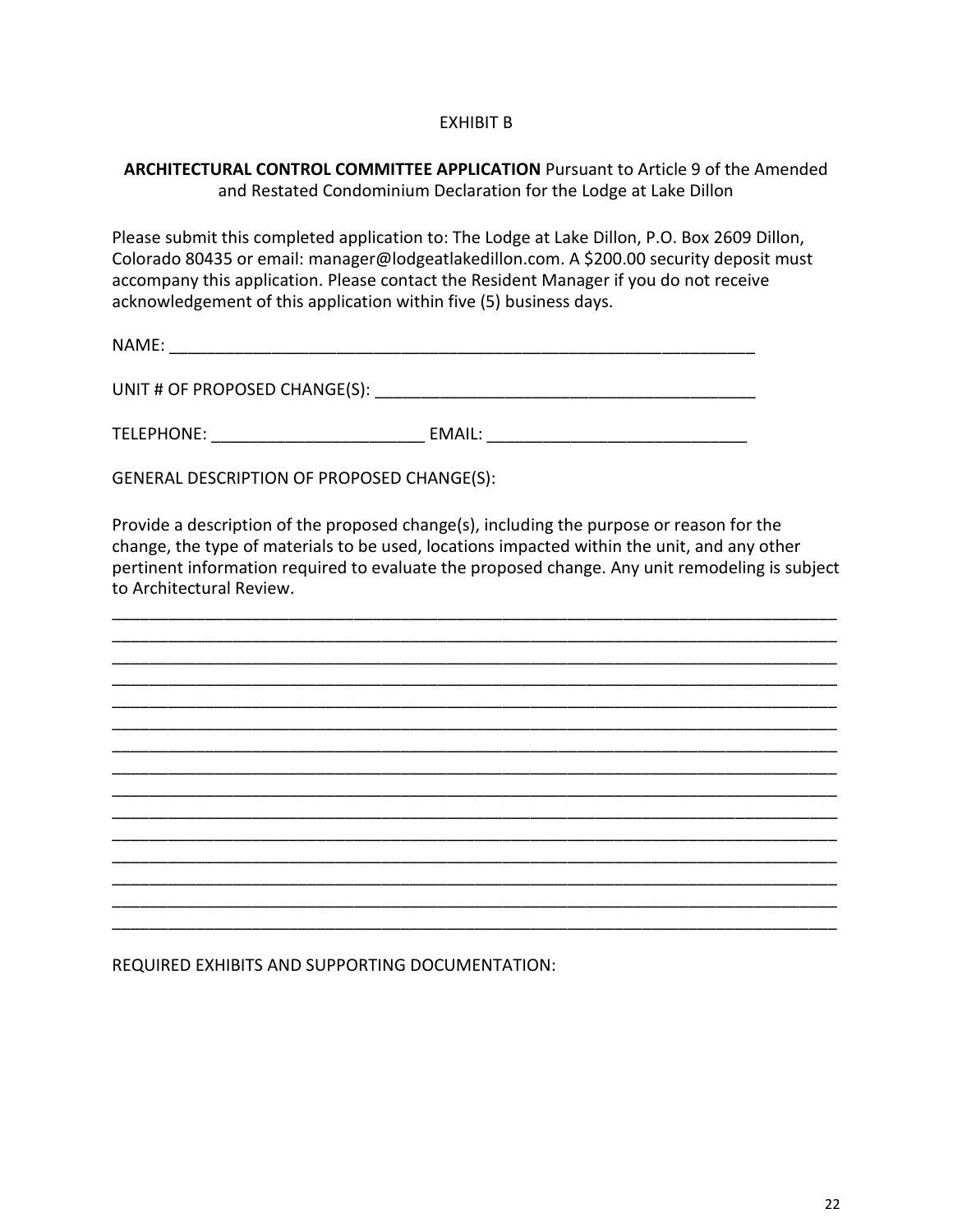EXHIBIT B

**ARCHITECTURAL CONTROL COMMITTEE APPLICATION** Pursuant to Article 9 of the Amended and Restated Condominium Declaration for the Lodge at Lake Dillon

Please submit this completed application to: The Lodge at Lake Dillon, P.O. Box 2609 Dillon, Colorado 80435 or email: manager@lodgeatlakedillon.com. A $200.00 security deposit must accompany this application. Please contact the Resident Manager if you do not receive acknowledgement of this application within five (5) business days.

NAME: _________________________________________________________________

UNIT # OF PROPOSED CHANGE(S): _________________________________________

TELEPHONE: _______________________ EMAIL: ___________________________

GENERAL DESCRIPTION OF PROPOSED CHANGE(S):

Provide a description of the proposed change(s), including the purpose or reason for the change, the type of materials to be used, locations impacted within the unit, and any other pertinent information required to evaluate the proposed change. Any unit remodeling is subject to Architectural Review.

_______________________________________________________________________________
_______________________________________________________________________________
_______________________________________________________________________________
_______________________________________________________________________________
_______________________________________________________________________________
_______________________________________________________________________________
_______________________________________________________________________________
_______________________________________________________________________________
_______________________________________________________________________________
_______________________________________________________________________________
_______________________________________________________________________________
_______________________________________________________________________________
_______________________________________________________________________________
_______________________________________________________________________________
_______________________________________________________________________________

REQUIRED EXHIBITS AND SUPPORTING DOCUMENTATION: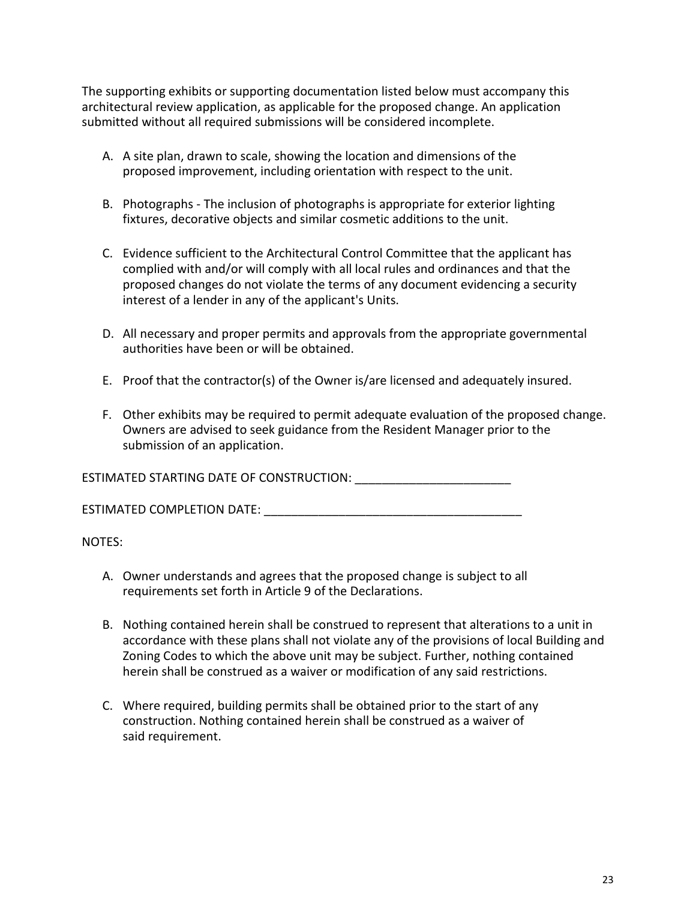The supporting exhibits or supporting documentation listed below must accompany this architectural review application, as applicable for the proposed change. An application submitted without all required submissions will be considered incomplete.

A. A site plan, drawn to scale, showing the location and dimensions of the proposed improvement, including orientation with respect to the unit.

B. Photographs - The inclusion of photographs is appropriate for exterior lighting fixtures, decorative objects and similar cosmetic additions to the unit.

C. Evidence sufficient to the Architectural Control Committee that the applicant has complied with and/or will comply with all local rules and ordinances and that the proposed changes do not violate the terms of any document evidencing a security interest of a lender in any of the applicant's Units.

D. All necessary and proper permits and approvals from the appropriate governmental authorities have been or will be obtained.

E. Proof that the contractor(s) of the Owner is/are licensed and adequately insured.

F. Other exhibits may be required to permit adequate evaluation of the proposed change. Owners are advised to seek guidance from the Resident Manager prior to the submission of an application.

ESTIMATED STARTING DATE OF CONSTRUCTION: _______________________

ESTIMATED COMPLETION DATE: ______________________________________

NOTES:

A. Owner understands and agrees that the proposed change is subject to all requirements set forth in Article 9 of the Declarations.

B. Nothing contained herein shall be construed to represent that alterations to a unit in accordance with these plans shall not violate any of the provisions of local Building and Zoning Codes to which the above unit may be subject. Further, nothing contained herein shall be construed as a waiver or modification of any said restrictions.

C. Where required, building permits shall be obtained prior to the start of any construction. Nothing contained herein shall be construed as a waiver of said requirement.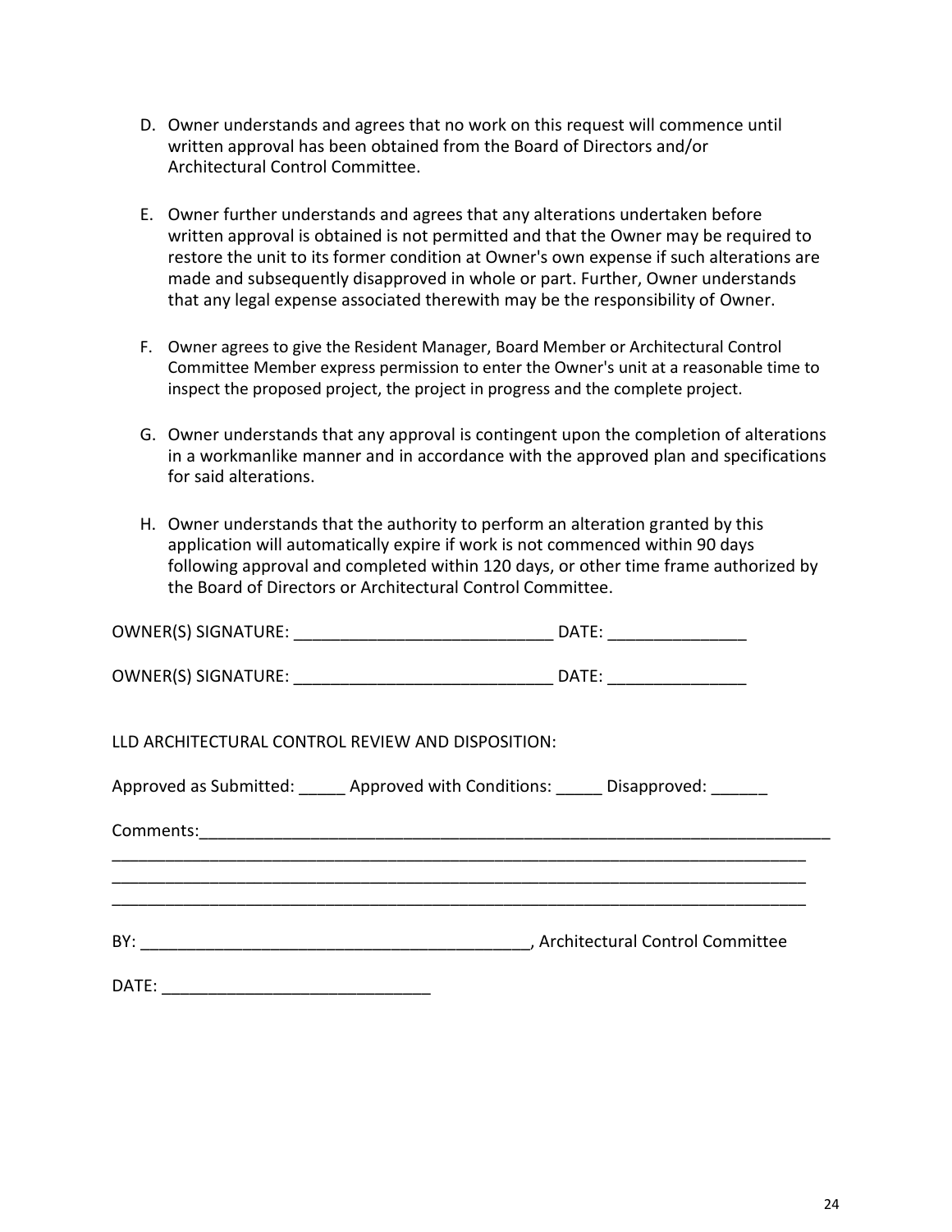D. Owner understands and agrees that no work on this request will commence until written approval has been obtained from the Board of Directors and/or Architectural Control Committee.

E. Owner further understands and agrees that any alterations undertaken before written approval is obtained is not permitted and that the Owner may be required to restore the unit to its former condition at Owner's own expense if such alterations are made and subsequently disapproved in whole or part. Further, Owner understands that any legal expense associated therewith may be the responsibility of Owner.

F. Owner agrees to give the Resident Manager, Board Member or Architectural Control Committee Member express permission to enter the Owner's unit at a reasonable time to inspect the proposed project, the project in progress and the complete project.

G. Owner understands that any approval is contingent upon the completion of alterations in a workmanlike manner and in accordance with the approved plan and specifications for said alterations.

H. Owner understands that the authority to perform an alteration granted by this application will automatically expire if work is not commenced within 90 days following approval and completed within 120 days, or other time frame authorized by the Board of Directors or Architectural Control Committee.

OWNER(S) SIGNATURE: ____________________________ DATE: _______________

OWNER(S) SIGNATURE: ____________________________ DATE: _______________

LLD ARCHITECTURAL CONTROL REVIEW AND DISPOSITION:

Approved as Submitted: _____ Approved with Conditions: _____ Disapproved: ______

Comments:_______________________________________________________________________

_____________________________________________________________________________

_____________________________________________________________________________

_____________________________________________________________________________

BY: ___________________________________________, Architectural Control Committee

DATE: _____________________________